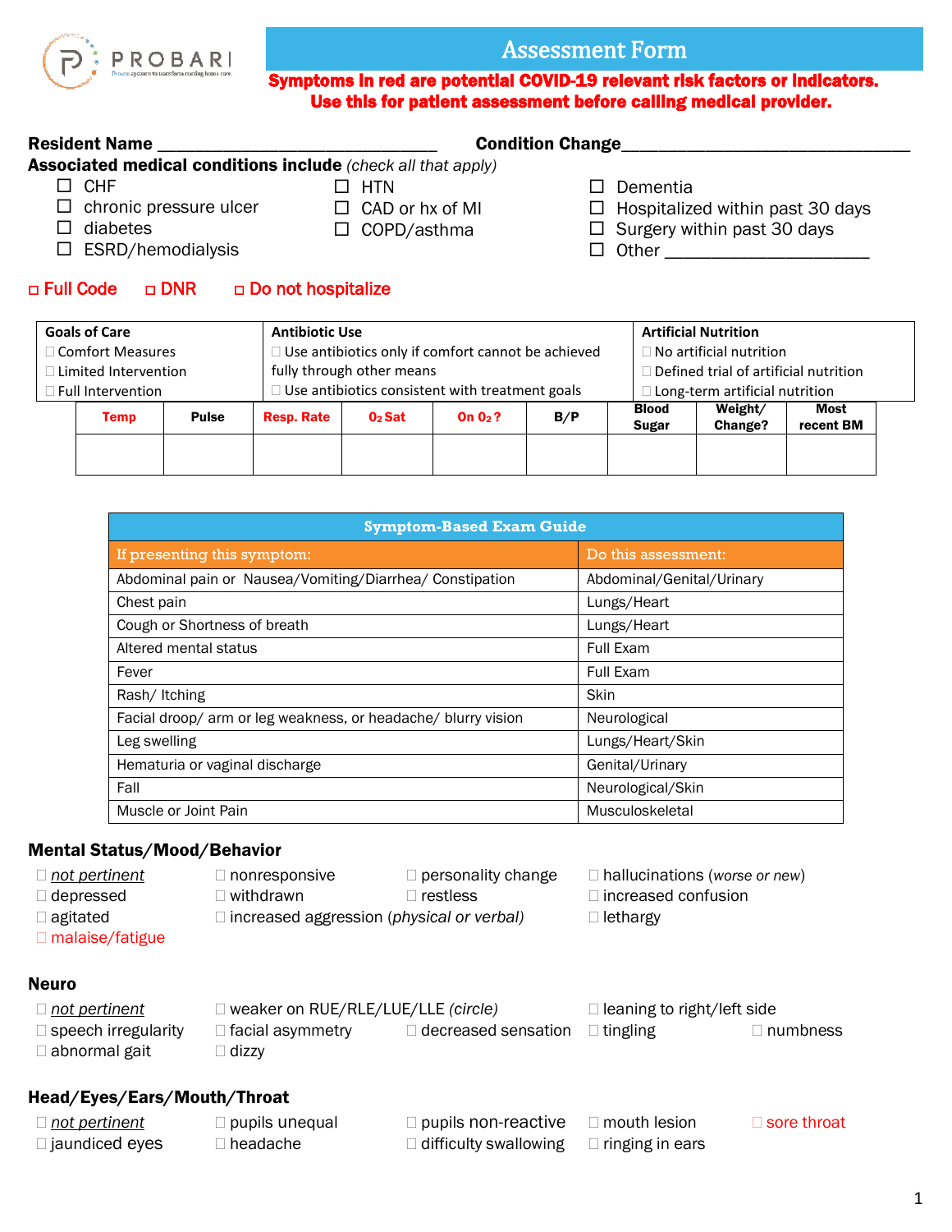PROBARI

# Assessment Form

**Symptoms in red are potential COVID-19 relevant risk factors or indicators.**
**Use this for patient assessment before calling medical provider.**

**Resident Name** ______________________________ **Condition Change**______________________________

**Associated medical conditions include** *(check all that apply)*

- ☐ CHF
- ☐ chronic pressure ulcer
- ☐ diabetes
- ☐ ESRD/hemodialysis
- ☐ HTN
- ☐ CAD or hx of MI
- ☐ COPD/asthma
- ☐ Dementia
- ☐ Hospitalized within past 30 days
- ☐ Surgery within past 30 days
- ☐ Other ____________________

☐ Full Code ☐ DNR ☐ Do not hospitalize

| Goals of Care | Antibiotic Use | Artificial Nutrition |
|---|---|---|
| ☐ Comfort Measures<br>☐ Limited Intervention<br>☐ Full Intervention | ☐ Use antibiotics only if comfort cannot be achieved fully through other means<br>☐ Use antibiotics consistent with treatment goals | ☐ No artificial nutrition<br>☐ Defined trial of artificial nutrition<br>☐ Long-term artificial nutrition |

| Temp | Pulse | Resp. Rate | $O_2$ Sat | On $O_2$ ? | B/P | Blood Sugar | Weight/ Change? | Most recent BM |
|---|---|---|---|---|---|---|---|---|
| | | | | | | | | |

| Symptom-Based Exam Guide | |
|---|---|
| **If presenting this symptom:** | **Do this assessment:** |
| Abdominal pain or Nausea/Vomiting/Diarrhea/ Constipation | Abdominal/Genital/Urinary |
| Chest pain | Lungs/Heart |
| Cough or Shortness of breath | Lungs/Heart |
| Altered mental status | Full Exam |
| Fever | Full Exam |
| Rash/ Itching | Skin |
| Facial droop/ arm or leg weakness, or headache/ blurry vision | Neurological |
| Leg swelling | Lungs/Heart/Skin |
| Hematuria or vaginal discharge | Genital/Urinary |
| Fall | Neurological/Skin |
| Muscle or Joint Pain | Musculoskeletal |

## Mental Status/Mood/Behavior

- ☐ *not pertinent*
- ☐ nonresponsive
- ☐ personality change
- ☐ hallucinations (*worse or new*)
- ☐ depressed
- ☐ withdrawn
- ☐ restless
- ☐ increased confusion
- ☐ agitated
- ☐ increased aggression (*physical or verbal)*
- ☐ lethargy
- ☐ malaise/fatigue

## Neuro

- ☐ *not pertinent*
- ☐ weaker on RUE/RLE/LUE/LLE *(circle)*
- ☐ leaning to right/left side
- ☐ speech irregularity
- ☐ facial asymmetry
- ☐ decreased sensation
- ☐ tingling
- ☐ numbness
- ☐ abnormal gait
- ☐ dizzy

## Head/Eyes/Ears/Mouth/Throat

- ☐ *not pertinent*
- ☐ pupils unequal
- ☐ pupils non-reactive
- ☐ mouth lesion
- ☐ sore throat
- ☐ jaundiced eyes
- ☐ headache
- ☐ difficulty swallowing
- ☐ ringing in ears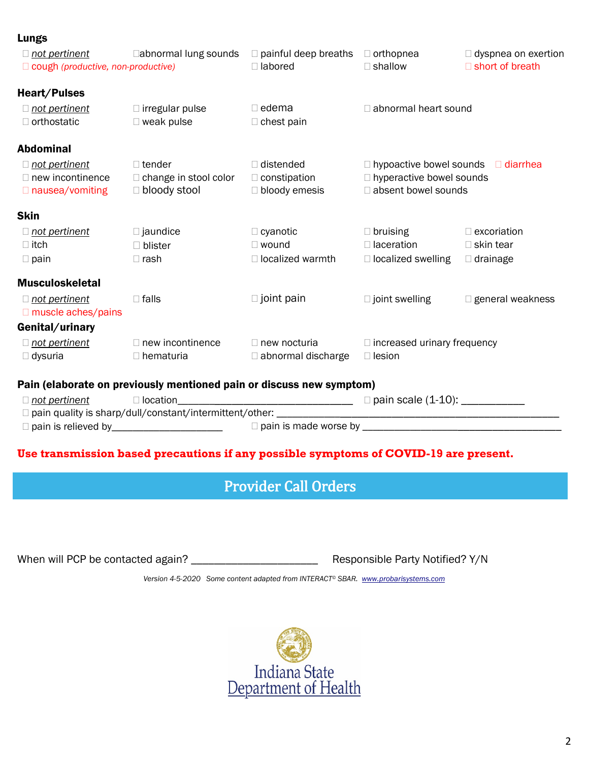**Lungs**

| | | | | |
|---|---|---|---|---|
| ☐ *not pertinent* | ☐ abnormal lung sounds | ☐ painful deep breaths | ☐ orthopnea | ☐ dyspnea on exertion |
| ☐ cough *(productive, non-productive)* | | ☐ labored | ☐ shallow | ☐ short of breath |

**Heart/Pulses**

| | | | |
|---|---|---|---|
| ☐ *not pertinent* | ☐ irregular pulse | ☐ edema | ☐ abnormal heart sound |
| ☐ orthostatic | ☐ weak pulse | ☐ chest pain | |

**Abdominal**

| | | | | |
|---|---|---|---|---|
| ☐ *not pertinent* | ☐ tender | ☐ distended | ☐ hypoactive bowel sounds | ☐ diarrhea |
| ☐ new incontinence | ☐ change in stool color | ☐ constipation | ☐ hyperactive bowel sounds | |
| ☐ nausea/vomiting | ☐ bloody stool | ☐ bloody emesis | ☐ absent bowel sounds | |

**Skin**

| | | | | |
|---|---|---|---|---|
| ☐ *not pertinent* | ☐ jaundice | ☐ cyanotic | ☐ bruising | ☐ excoriation |
| ☐ itch | ☐ blister | ☐ wound | ☐ laceration | ☐ skin tear |
| ☐ pain | ☐ rash | ☐ localized warmth | ☐ localized swelling | ☐ drainage |

**Musculoskeletal**

| | | | | |
|---|---|---|---|---|
| ☐ *not pertinent* | ☐ falls | ☐ joint pain | ☐ joint swelling | ☐ general weakness |
| ☐ muscle aches/pains | | | | |

**Genital/urinary**

| | | | |
|---|---|---|---|
| ☐ *not pertinent* | ☐ new incontinence | ☐ new nocturia | ☐ increased urinary frequency |
| ☐ dysuria | ☐ hematuria | ☐ abnormal discharge | ☐ lesion |

**Pain (elaborate on previously mentioned pain or discuss new symptom)**

☐ *not pertinent* ☐ location______________________________ ☐ pain scale (1-10): ___________

☐ pain quality is sharp/dull/constant/intermittent/other: ____________________________________________

☐ pain is relieved by____________________ ☐ pain is made worse by __________________________________

**Use transmission based precautions if any possible symptoms of COVID-19 are present.**

## Provider Call Orders

When will PCP be contacted again? ______________________ Responsible Party Notified? Y/N

*Version 4-5-2020 Some content adapted from INTERACT® SBAR. www.probarisystems.com*

Indiana State Department of Health